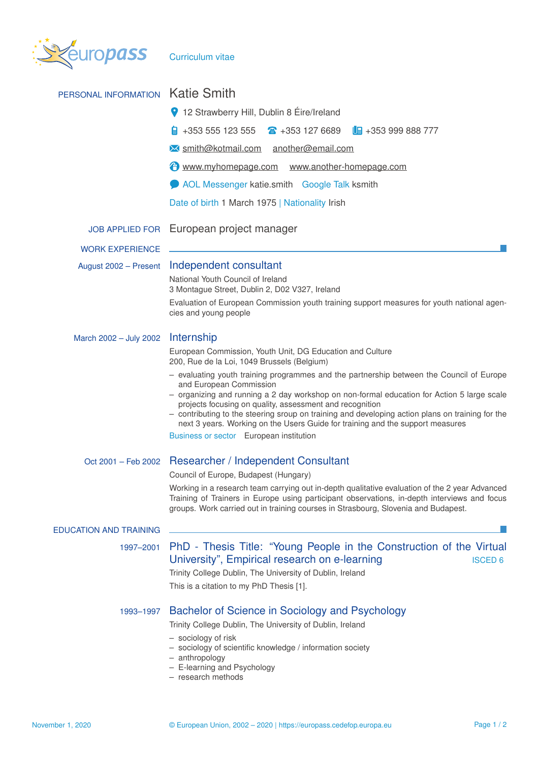europass Curriculum vitae

## PERSONAL INFORMATION

# Katie Smith

12 Strawberry Hill, Dublin 8 Éire/Ireland

+353 555 123 555   +353 127 6689   +353 999 888 777

smith@kotmail.com   another@email.com

www.myhomepage.com   www.another-homepage.com

AOL Messenger katie.smith   Google Talk ksmith

Date of birth 1 March 1975 | Nationality Irish

## JOB APPLIED FOR

European project manager

## WORK EXPERIENCE

**August 2002 – Present**

### Independent consultant

National Youth Council of Ireland
3 Montague Street, Dublin 2, D02 V327, Ireland

Evaluation of European Commission youth training support measures for youth national agencies and young people

**March 2002 – July 2002**

### Internship

European Commission, Youth Unit, DG Education and Culture
200, Rue de la Loi, 1049 Brussels (Belgium)

- evaluating youth training programmes and the partnership between the Council of Europe and European Commission
- organizing and running a 2 day workshop on non-formal education for Action 5 large scale projects focusing on quality, assessment and recognition
- contributing to the steering sroup on training and developing action plans on training for the next 3 years. Working on the Users Guide for training and the support measures

Business or sector   European institution

**Oct 2001 – Feb 2002**

### Researcher / Independent Consultant

Council of Europe, Budapest (Hungary)

Working in a research team carrying out in-depth qualitative evaluation of the 2 year Advanced Training of Trainers in Europe using participant observations, in-depth interviews and focus groups. Work carried out in training courses in Strasbourg, Slovenia and Budapest.

## EDUCATION AND TRAINING

**1997–2001**

### PhD - Thesis Title: "Young People in the Construction of the Virtual University", Empirical research on e-learning

ISCED 6

Trinity College Dublin, The University of Dublin, Ireland

This is a citation to my PhD Thesis [1].

**1993–1997**

### Bachelor of Science in Sociology and Psychology

Trinity College Dublin, The University of Dublin, Ireland

- sociology of risk
- sociology of scientific knowledge / information society
- anthropology
- E-learning and Psychology
- research methods

November 1, 2020   © European Union, 2002 – 2020 | https://europass.cedefop.europa.eu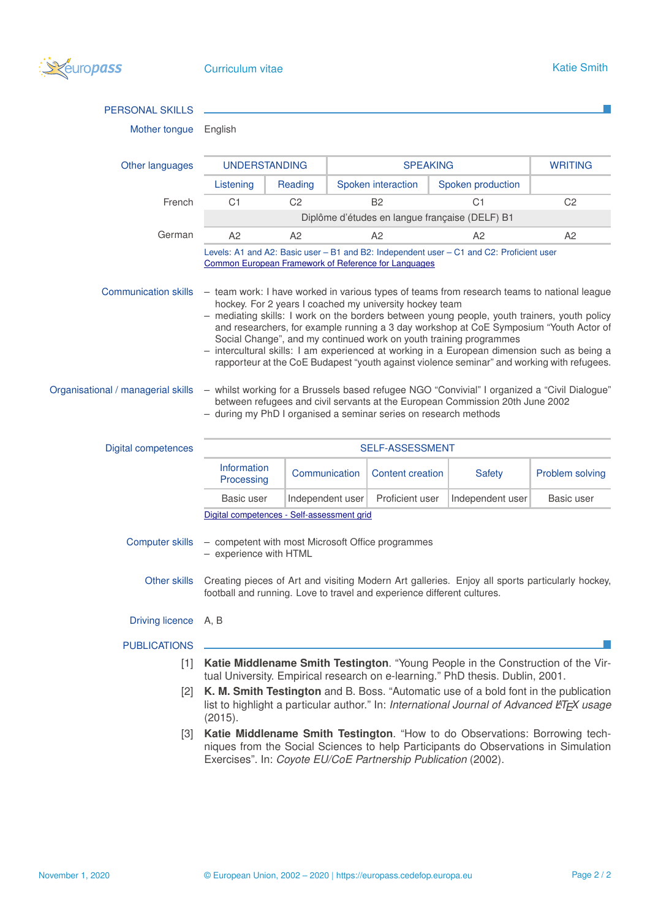## PERSONAL SKILLS

**Mother tongue** English

**Other languages**

| | UNDERSTANDING | | SPEAKING | | WRITING |
|---|---|---|---|---|---|
| | Listening | Reading | Spoken interaction | Spoken production | |
| French | C1 | C2 | B2 | C1 | C2 |
| | Diplôme d'études en langue française (DELF) B1 | | | | |
| German | A2 | A2 | A2 | A2 | A2 |

Levels: A1 and A2: Basic user – B1 and B2: Independent user – C1 and C2: Proficient user
Common European Framework of Reference for Languages

**Communication skills**

- team work: I have worked in various types of teams from research teams to national league hockey. For 2 years I coached my university hockey team
- mediating skills: I work on the borders between young people, youth trainers, youth policy and researchers, for example running a 3 day workshop at CoE Symposium "Youth Actor of Social Change", and my continued work on youth training programmes
- intercultural skills: I am experienced at working in a European dimension such as being a rapporteur at the CoE Budapest "youth against violence seminar" and working with refugees.

**Organisational / managerial skills**

- whilst working for a Brussels based refugee NGO "Convivial" I organized a "Civil Dialogue" between refugees and civil servants at the European Commission 20th June 2002
- during my PhD I organised a seminar series on research methods

**Digital competences**

| SELF-ASSESSMENT | | | | |
|---|---|---|---|---|
| Information Processing | Communication | Content creation | Safety | Problem solving |
| Basic user | Independent user | Proficient user | Independent user | Basic user |

Digital competences - Self-assessment grid

**Computer skills**

- competent with most Microsoft Office programmes
- experience with HTML

**Other skills** Creating pieces of Art and visiting Modern Art galleries. Enjoy all sports particularly hockey, football and running. Love to travel and experience different cultures.

**Driving licence** A, B

## PUBLICATIONS

[1] **Katie Middlename Smith Testington**. "Young People in the Construction of the Virtual University. Empirical research on e-learning." PhD thesis. Dublin, 2001.

[2] **K. M. Smith Testington** and B. Boss. "Automatic use of a bold font in the publication list to highlight a particular author." In: *International Journal of Advanced LaTeX usage* (2015).

[3] **Katie Middlename Smith Testington**. "How to do Observations: Borrowing techniques from the Social Sciences to help Participants do Observations in Simulation Exercises". In: *Coyote EU/CoE Partnership Publication* (2002).